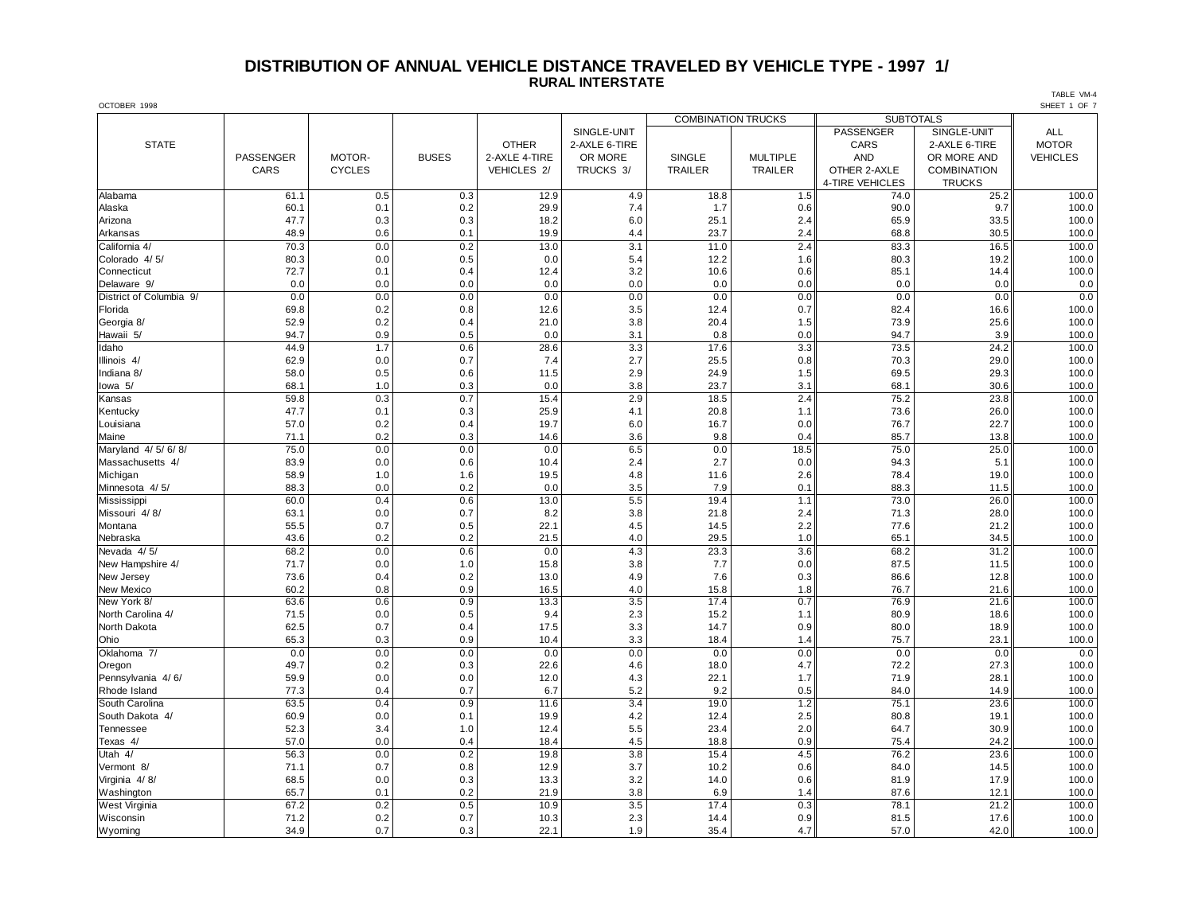# DISTRIBUTION OF ANNUAL VEHICLE DISTANCE TRAVELED BY VEHICLE TYPE - 1997 1/

## RURAL INTERSTATE

OCTOBER 1998

TABLE VM-4

SHEET 1 OF 7

| STATE | PASSENGER CARS | MOTOR-CYCLES | BUSES | OTHER 2-AXLE 4-TIRE VEHICLES 2/ | SINGLE-UNIT 2-AXLE 6-TIRE OR MORE TRUCKS 3/ | COMBINATION TRUCKS | | SUBTOTALS | | ALL MOTOR VEHICLES |
|---|---|---|---|---|---|---|---|---|---|---|
| | | | | | | SINGLE TRAILER | MULTIPLE TRAILER | PASSENGER CARS AND OTHER 2-AXLE 4-TIRE VEHICLES | SINGLE-UNIT 2-AXLE 6-TIRE OR MORE AND COMBINATION TRUCKS | |
| Alabama | 61.1 | 0.5 | 0.3 | 12.9 | 4.9 | 18.8 | 1.5 | 74.0 | 25.2 | 100.0 |
| Alaska | 60.1 | 0.1 | 0.2 | 29.9 | 7.4 | 1.7 | 0.6 | 90.0 | 9.7 | 100.0 |
| Arizona | 47.7 | 0.3 | 0.3 | 18.2 | 6.0 | 25.1 | 2.4 | 65.9 | 33.5 | 100.0 |
| Arkansas | 48.9 | 0.6 | 0.1 | 19.9 | 4.4 | 23.7 | 2.4 | 68.8 | 30.5 | 100.0 |
| California 4/ | 70.3 | 0.0 | 0.2 | 13.0 | 3.1 | 11.0 | 2.4 | 83.3 | 16.5 | 100.0 |
| Colorado 4/ 5/ | 80.3 | 0.0 | 0.5 | 0.0 | 5.4 | 12.2 | 1.6 | 80.3 | 19.2 | 100.0 |
| Connecticut | 72.7 | 0.1 | 0.4 | 12.4 | 3.2 | 10.6 | 0.6 | 85.1 | 14.4 | 100.0 |
| Delaware 9/ | 0.0 | 0.0 | 0.0 | 0.0 | 0.0 | 0.0 | 0.0 | 0.0 | 0.0 | 0.0 |
| District of Columbia 9/ | 0.0 | 0.0 | 0.0 | 0.0 | 0.0 | 0.0 | 0.0 | 0.0 | 0.0 | 0.0 |
| Florida | 69.8 | 0.2 | 0.8 | 12.6 | 3.5 | 12.4 | 0.7 | 82.4 | 16.6 | 100.0 |
| Georgia 8/ | 52.9 | 0.2 | 0.4 | 21.0 | 3.8 | 20.4 | 1.5 | 73.9 | 25.6 | 100.0 |
| Hawaii 5/ | 94.7 | 0.9 | 0.5 | 0.0 | 3.1 | 0.8 | 0.0 | 94.7 | 3.9 | 100.0 |
| Idaho | 44.9 | 1.7 | 0.6 | 28.6 | 3.3 | 17.6 | 3.3 | 73.5 | 24.2 | 100.0 |
| Illinois 4/ | 62.9 | 0.0 | 0.7 | 7.4 | 2.7 | 25.5 | 0.8 | 70.3 | 29.0 | 100.0 |
| Indiana 8/ | 58.0 | 0.5 | 0.6 | 11.5 | 2.9 | 24.9 | 1.5 | 69.5 | 29.3 | 100.0 |
| Iowa 5/ | 68.1 | 1.0 | 0.3 | 0.0 | 3.8 | 23.7 | 3.1 | 68.1 | 30.6 | 100.0 |
| Kansas | 59.8 | 0.3 | 0.7 | 15.4 | 2.9 | 18.5 | 2.4 | 75.2 | 23.8 | 100.0 |
| Kentucky | 47.7 | 0.1 | 0.3 | 25.9 | 4.1 | 20.8 | 1.1 | 73.6 | 26.0 | 100.0 |
| Louisiana | 57.0 | 0.2 | 0.4 | 19.7 | 6.0 | 16.7 | 0.0 | 76.7 | 22.7 | 100.0 |
| Maine | 71.1 | 0.2 | 0.3 | 14.6 | 3.6 | 9.8 | 0.4 | 85.7 | 13.8 | 100.0 |
| Maryland 4/ 5/ 6/ 8/ | 75.0 | 0.0 | 0.0 | 0.0 | 6.5 | 0.0 | 18.5 | 75.0 | 25.0 | 100.0 |
| Massachusetts 4/ | 83.9 | 0.0 | 0.6 | 10.4 | 2.4 | 2.7 | 0.0 | 94.3 | 5.1 | 100.0 |
| Michigan | 58.9 | 1.0 | 1.6 | 19.5 | 4.8 | 11.6 | 2.6 | 78.4 | 19.0 | 100.0 |
| Minnesota 4/ 5/ | 88.3 | 0.0 | 0.2 | 0.0 | 3.5 | 7.9 | 0.1 | 88.3 | 11.5 | 100.0 |
| Mississippi | 60.0 | 0.4 | 0.6 | 13.0 | 5.5 | 19.4 | 1.1 | 73.0 | 26.0 | 100.0 |
| Missouri 4/ 8/ | 63.1 | 0.0 | 0.7 | 8.2 | 3.8 | 21.8 | 2.4 | 71.3 | 28.0 | 100.0 |
| Montana | 55.5 | 0.7 | 0.5 | 22.1 | 4.5 | 14.5 | 2.2 | 77.6 | 21.2 | 100.0 |
| Nebraska | 43.6 | 0.2 | 0.2 | 21.5 | 4.0 | 29.5 | 1.0 | 65.1 | 34.5 | 100.0 |
| Nevada 4/ 5/ | 68.2 | 0.0 | 0.6 | 0.0 | 4.3 | 23.3 | 3.6 | 68.2 | 31.2 | 100.0 |
| New Hampshire 4/ | 71.7 | 0.0 | 1.0 | 15.8 | 3.8 | 7.7 | 0.0 | 87.5 | 11.5 | 100.0 |
| New Jersey | 73.6 | 0.4 | 0.2 | 13.0 | 4.9 | 7.6 | 0.3 | 86.6 | 12.8 | 100.0 |
| New Mexico | 60.2 | 0.8 | 0.9 | 16.5 | 4.0 | 15.8 | 1.8 | 76.7 | 21.6 | 100.0 |
| New York 8/ | 63.6 | 0.6 | 0.9 | 13.3 | 3.5 | 17.4 | 0.7 | 76.9 | 21.6 | 100.0 |
| North Carolina 4/ | 71.5 | 0.0 | 0.5 | 9.4 | 2.3 | 15.2 | 1.1 | 80.9 | 18.6 | 100.0 |
| North Dakota | 62.5 | 0.7 | 0.4 | 17.5 | 3.3 | 14.7 | 0.9 | 80.0 | 18.9 | 100.0 |
| Ohio | 65.3 | 0.3 | 0.9 | 10.4 | 3.3 | 18.4 | 1.4 | 75.7 | 23.1 | 100.0 |
| Oklahoma 7/ | 0.0 | 0.0 | 0.0 | 0.0 | 0.0 | 0.0 | 0.0 | 0.0 | 0.0 | 0.0 |
| Oregon | 49.7 | 0.2 | 0.3 | 22.6 | 4.6 | 18.0 | 4.7 | 72.2 | 27.3 | 100.0 |
| Pennsylvania 4/ 6/ | 59.9 | 0.0 | 0.0 | 12.0 | 4.3 | 22.1 | 1.7 | 71.9 | 28.1 | 100.0 |
| Rhode Island | 77.3 | 0.4 | 0.7 | 6.7 | 5.2 | 9.2 | 0.5 | 84.0 | 14.9 | 100.0 |
| South Carolina | 63.5 | 0.4 | 0.9 | 11.6 | 3.4 | 19.0 | 1.2 | 75.1 | 23.6 | 100.0 |
| South Dakota 4/ | 60.9 | 0.0 | 0.1 | 19.9 | 4.2 | 12.4 | 2.5 | 80.8 | 19.1 | 100.0 |
| Tennessee | 52.3 | 3.4 | 1.0 | 12.4 | 5.5 | 23.4 | 2.0 | 64.7 | 30.9 | 100.0 |
| Texas 4/ | 57.0 | 0.0 | 0.4 | 18.4 | 4.5 | 18.8 | 0.9 | 75.4 | 24.2 | 100.0 |
| Utah 4/ | 56.3 | 0.0 | 0.2 | 19.8 | 3.8 | 15.4 | 4.5 | 76.2 | 23.6 | 100.0 |
| Vermont 8/ | 71.1 | 0.7 | 0.8 | 12.9 | 3.7 | 10.2 | 0.6 | 84.0 | 14.5 | 100.0 |
| Virginia 4/ 8/ | 68.5 | 0.0 | 0.3 | 13.3 | 3.2 | 14.0 | 0.6 | 81.9 | 17.9 | 100.0 |
| Washington | 65.7 | 0.1 | 0.2 | 21.9 | 3.8 | 6.9 | 1.4 | 87.6 | 12.1 | 100.0 |
| West Virginia | 67.2 | 0.2 | 0.5 | 10.9 | 3.5 | 17.4 | 0.3 | 78.1 | 21.2 | 100.0 |
| Wisconsin | 71.2 | 0.2 | 0.7 | 10.3 | 2.3 | 14.4 | 0.9 | 81.5 | 17.6 | 100.0 |
| Wyoming | 34.9 | 0.7 | 0.3 | 22.1 | 1.9 | 35.4 | 4.7 | 57.0 | 42.0 | 100.0 |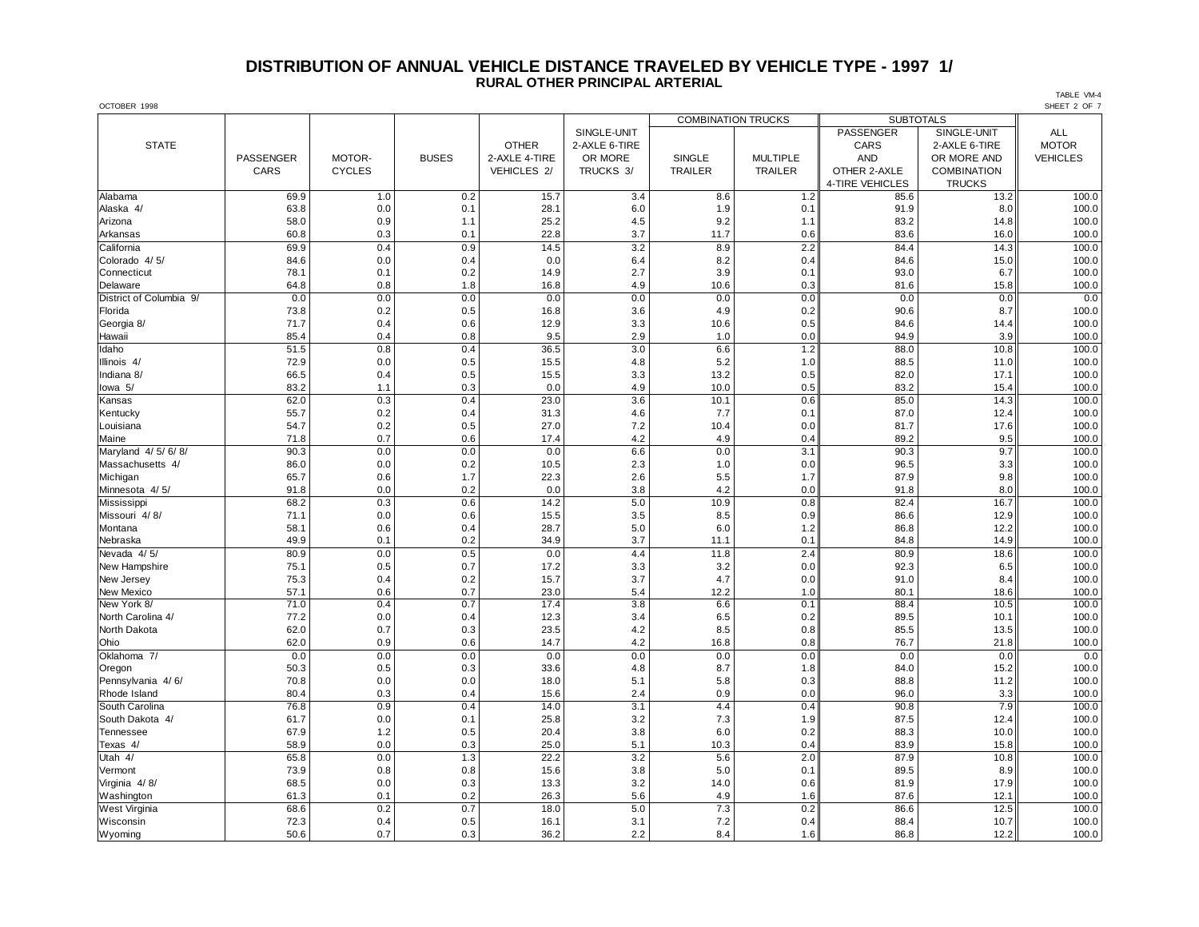# DISTRIBUTION OF ANNUAL VEHICLE DISTANCE TRAVELED BY VEHICLE TYPE - 1997 1/

## RURAL OTHER PRINCIPAL ARTERIAL

OCTOBER 1998

TABLE VM-4
SHEET 2 OF 7

| STATE | PASSENGER CARS | MOTOR-CYCLES | BUSES | OTHER 2-AXLE 4-TIRE VEHICLES 2/ | SINGLE-UNIT 2-AXLE 6-TIRE OR MORE TRUCKS 3/ | COMBINATION TRUCKS | | SUBTOTALS | | ALL MOTOR VEHICLES |
|---|---|---|---|---|---|---|---|---|---|---|
| | | | | | | SINGLE TRAILER | MULTIPLE TRAILER | PASSENGER CARS AND OTHER 2-AXLE 4-TIRE VEHICLES | SINGLE-UNIT 2-AXLE 6-TIRE OR MORE AND COMBINATION TRUCKS | |
| Alabama | 69.9 | 1.0 | 0.2 | 15.7 | 3.4 | 8.6 | 1.2 | 85.6 | 13.2 | 100.0 |
| Alaska 4/ | 63.8 | 0.0 | 0.1 | 28.1 | 6.0 | 1.9 | 0.1 | 91.9 | 8.0 | 100.0 |
| Arizona | 58.0 | 0.9 | 1.1 | 25.2 | 4.5 | 9.2 | 1.1 | 83.2 | 14.8 | 100.0 |
| Arkansas | 60.8 | 0.3 | 0.1 | 22.8 | 3.7 | 11.7 | 0.6 | 83.6 | 16.0 | 100.0 |
| California | 69.9 | 0.4 | 0.9 | 14.5 | 3.2 | 8.9 | 2.2 | 84.4 | 14.3 | 100.0 |
| Colorado 4/ 5/ | 84.6 | 0.0 | 0.4 | 0.0 | 6.4 | 8.2 | 0.4 | 84.6 | 15.0 | 100.0 |
| Connecticut | 78.1 | 0.1 | 0.2 | 14.9 | 2.7 | 3.9 | 0.1 | 93.0 | 6.7 | 100.0 |
| Delaware | 64.8 | 0.8 | 1.8 | 16.8 | 4.9 | 10.6 | 0.3 | 81.6 | 15.8 | 100.0 |
| District of Columbia 9/ | 0.0 | 0.0 | 0.0 | 0.0 | 0.0 | 0.0 | 0.0 | 0.0 | 0.0 | 0.0 |
| Florida | 73.8 | 0.2 | 0.5 | 16.8 | 3.6 | 4.9 | 0.2 | 90.6 | 8.7 | 100.0 |
| Georgia 8/ | 71.7 | 0.4 | 0.6 | 12.9 | 3.3 | 10.6 | 0.5 | 84.6 | 14.4 | 100.0 |
| Hawaii | 85.4 | 0.4 | 0.8 | 9.5 | 2.9 | 1.0 | 0.0 | 94.9 | 3.9 | 100.0 |
| Idaho | 51.5 | 0.8 | 0.4 | 36.5 | 3.0 | 6.6 | 1.2 | 88.0 | 10.8 | 100.0 |
| Illinois 4/ | 72.9 | 0.0 | 0.5 | 15.5 | 4.8 | 5.2 | 1.0 | 88.5 | 11.0 | 100.0 |
| Indiana 8/ | 66.5 | 0.4 | 0.5 | 15.5 | 3.3 | 13.2 | 0.5 | 82.0 | 17.1 | 100.0 |
| Iowa 5/ | 83.2 | 1.1 | 0.3 | 0.0 | 4.9 | 10.0 | 0.5 | 83.2 | 15.4 | 100.0 |
| Kansas | 62.0 | 0.3 | 0.4 | 23.0 | 3.6 | 10.1 | 0.6 | 85.0 | 14.3 | 100.0 |
| Kentucky | 55.7 | 0.2 | 0.4 | 31.3 | 4.6 | 7.7 | 0.1 | 87.0 | 12.4 | 100.0 |
| Louisiana | 54.7 | 0.2 | 0.5 | 27.0 | 7.2 | 10.4 | 0.0 | 81.7 | 17.6 | 100.0 |
| Maine | 71.8 | 0.7 | 0.6 | 17.4 | 4.2 | 4.9 | 0.4 | 89.2 | 9.5 | 100.0 |
| Maryland 4/ 5/ 6/ 8/ | 90.3 | 0.0 | 0.0 | 0.0 | 6.6 | 0.0 | 3.1 | 90.3 | 9.7 | 100.0 |
| Massachusetts 4/ | 86.0 | 0.0 | 0.2 | 10.5 | 2.3 | 1.0 | 0.0 | 96.5 | 3.3 | 100.0 |
| Michigan | 65.7 | 0.6 | 1.7 | 22.3 | 2.6 | 5.5 | 1.7 | 87.9 | 9.8 | 100.0 |
| Minnesota 4/ 5/ | 91.8 | 0.0 | 0.2 | 0.0 | 3.8 | 4.2 | 0.0 | 91.8 | 8.0 | 100.0 |
| Mississippi | 68.2 | 0.3 | 0.6 | 14.2 | 5.0 | 10.9 | 0.8 | 82.4 | 16.7 | 100.0 |
| Missouri 4/ 8/ | 71.1 | 0.0 | 0.6 | 15.5 | 3.5 | 8.5 | 0.9 | 86.6 | 12.9 | 100.0 |
| Montana | 58.1 | 0.6 | 0.4 | 28.7 | 5.0 | 6.0 | 1.2 | 86.8 | 12.2 | 100.0 |
| Nebraska | 49.9 | 0.1 | 0.2 | 34.9 | 3.7 | 11.1 | 0.1 | 84.8 | 14.9 | 100.0 |
| Nevada 4/ 5/ | 80.9 | 0.0 | 0.5 | 0.0 | 4.4 | 11.8 | 2.4 | 80.9 | 18.6 | 100.0 |
| New Hampshire | 75.1 | 0.5 | 0.7 | 17.2 | 3.3 | 3.2 | 0.0 | 92.3 | 6.5 | 100.0 |
| New Jersey | 75.3 | 0.4 | 0.2 | 15.7 | 3.7 | 4.7 | 0.0 | 91.0 | 8.4 | 100.0 |
| New Mexico | 57.1 | 0.6 | 0.7 | 23.0 | 5.4 | 12.2 | 1.0 | 80.1 | 18.6 | 100.0 |
| New York 8/ | 71.0 | 0.4 | 0.7 | 17.4 | 3.8 | 6.6 | 0.1 | 88.4 | 10.5 | 100.0 |
| North Carolina 4/ | 77.2 | 0.0 | 0.4 | 12.3 | 3.4 | 6.5 | 0.2 | 89.5 | 10.1 | 100.0 |
| North Dakota | 62.0 | 0.7 | 0.3 | 23.5 | 4.2 | 8.5 | 0.8 | 85.5 | 13.5 | 100.0 |
| Ohio | 62.0 | 0.9 | 0.6 | 14.7 | 4.2 | 16.8 | 0.8 | 76.7 | 21.8 | 100.0 |
| Oklahoma 7/ | 0.0 | 0.0 | 0.0 | 0.0 | 0.0 | 0.0 | 0.0 | 0.0 | 0.0 | 0.0 |
| Oregon | 50.3 | 0.5 | 0.3 | 33.6 | 4.8 | 8.7 | 1.8 | 84.0 | 15.2 | 100.0 |
| Pennsylvania 4/ 6/ | 70.8 | 0.0 | 0.0 | 18.0 | 5.1 | 5.8 | 0.3 | 88.8 | 11.2 | 100.0 |
| Rhode Island | 80.4 | 0.3 | 0.4 | 15.6 | 2.4 | 0.9 | 0.0 | 96.0 | 3.3 | 100.0 |
| South Carolina | 76.8 | 0.9 | 0.4 | 14.0 | 3.1 | 4.4 | 0.4 | 90.8 | 7.9 | 100.0 |
| South Dakota 4/ | 61.7 | 0.0 | 0.1 | 25.8 | 3.2 | 7.3 | 1.9 | 87.5 | 12.4 | 100.0 |
| Tennessee | 67.9 | 1.2 | 0.5 | 20.4 | 3.8 | 6.0 | 0.2 | 88.3 | 10.0 | 100.0 |
| Texas 4/ | 58.9 | 0.0 | 0.3 | 25.0 | 5.1 | 10.3 | 0.4 | 83.9 | 15.8 | 100.0 |
| Utah 4/ | 65.8 | 0.0 | 1.3 | 22.2 | 3.2 | 5.6 | 2.0 | 87.9 | 10.8 | 100.0 |
| Vermont | 73.9 | 0.8 | 0.8 | 15.6 | 3.8 | 5.0 | 0.1 | 89.5 | 8.9 | 100.0 |
| Virginia 4/ 8/ | 68.5 | 0.0 | 0.3 | 13.3 | 3.2 | 14.0 | 0.6 | 81.9 | 17.9 | 100.0 |
| Washington | 61.3 | 0.1 | 0.2 | 26.3 | 5.6 | 4.9 | 1.6 | 87.6 | 12.1 | 100.0 |
| West Virginia | 68.6 | 0.2 | 0.7 | 18.0 | 5.0 | 7.3 | 0.2 | 86.6 | 12.5 | 100.0 |
| Wisconsin | 72.3 | 0.4 | 0.5 | 16.1 | 3.1 | 7.2 | 0.4 | 88.4 | 10.7 | 100.0 |
| Wyoming | 50.6 | 0.7 | 0.3 | 36.2 | 2.2 | 8.4 | 1.6 | 86.8 | 12.2 | 100.0 |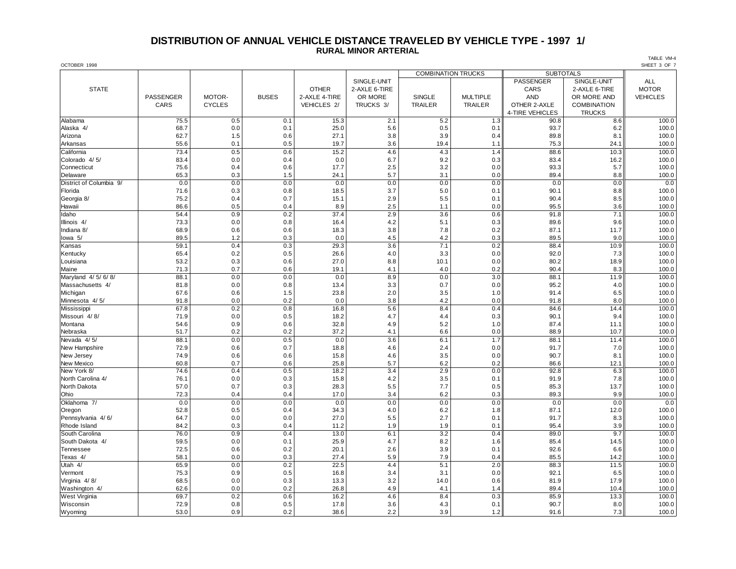# DISTRIBUTION OF ANNUAL VEHICLE DISTANCE TRAVELED BY VEHICLE TYPE - 1997 1/

## RURAL MINOR ARTERIAL

OCTOBER 1998

TABLE VM-4
SHEET 3 OF 7

| STATE | PASSENGER CARS | MOTOR-CYCLES | BUSES | OTHER 2-AXLE 4-TIRE VEHICLES 2/ | SINGLE-UNIT 2-AXLE 6-TIRE OR MORE TRUCKS 3/ | COMBINATION TRUCKS | | SUBTOTALS | | ALL MOTOR VEHICLES |
|---|---|---|---|---|---|---|---|---|---|---|
| | | | | | | SINGLE TRAILER | MULTIPLE TRAILER | PASSENGER CARS AND OTHER 2-AXLE 4-TIRE VEHICLES | SINGLE-UNIT 2-AXLE 6-TIRE OR MORE AND COMBINATION TRUCKS | |
| Alabama | 75.5 | 0.5 | 0.1 | 15.3 | 2.1 | 5.2 | 1.3 | 90.8 | 8.6 | 100.0 |
| Alaska 4/ | 68.7 | 0.0 | 0.1 | 25.0 | 5.6 | 0.5 | 0.1 | 93.7 | 6.2 | 100.0 |
| Arizona | 62.7 | 1.5 | 0.6 | 27.1 | 3.8 | 3.9 | 0.4 | 89.8 | 8.1 | 100.0 |
| Arkansas | 55.6 | 0.1 | 0.5 | 19.7 | 3.6 | 19.4 | 1.1 | 75.3 | 24.1 | 100.0 |
| California | 73.4 | 0.5 | 0.6 | 15.2 | 4.6 | 4.3 | 1.4 | 88.6 | 10.3 | 100.0 |
| Colorado 4/ 5/ | 83.4 | 0.0 | 0.4 | 0.0 | 6.7 | 9.2 | 0.3 | 83.4 | 16.2 | 100.0 |
| Connecticut | 75.6 | 0.4 | 0.6 | 17.7 | 2.5 | 3.2 | 0.0 | 93.3 | 5.7 | 100.0 |
| Delaware | 65.3 | 0.3 | 1.5 | 24.1 | 5.7 | 3.1 | 0.0 | 89.4 | 8.8 | 100.0 |
| District of Columbia 9/ | 0.0 | 0.0 | 0.0 | 0.0 | 0.0 | 0.0 | 0.0 | 0.0 | 0.0 | 0.0 |
| Florida | 71.6 | 0.3 | 0.8 | 18.5 | 3.7 | 5.0 | 0.1 | 90.1 | 8.8 | 100.0 |
| Georgia 8/ | 75.2 | 0.4 | 0.7 | 15.1 | 2.9 | 5.5 | 0.1 | 90.4 | 8.5 | 100.0 |
| Hawaii | 86.6 | 0.5 | 0.4 | 8.9 | 2.5 | 1.1 | 0.0 | 95.5 | 3.6 | 100.0 |
| Idaho | 54.4 | 0.9 | 0.2 | 37.4 | 2.9 | 3.6 | 0.6 | 91.8 | 7.1 | 100.0 |
| Illinois 4/ | 73.3 | 0.0 | 0.8 | 16.4 | 4.2 | 5.1 | 0.3 | 89.6 | 9.6 | 100.0 |
| Indiana 8/ | 68.9 | 0.6 | 0.6 | 18.3 | 3.8 | 7.8 | 0.2 | 87.1 | 11.7 | 100.0 |
| Iowa 5/ | 89.5 | 1.2 | 0.3 | 0.0 | 4.5 | 4.2 | 0.3 | 89.5 | 9.0 | 100.0 |
| Kansas | 59.1 | 0.4 | 0.3 | 29.3 | 3.6 | 7.1 | 0.2 | 88.4 | 10.9 | 100.0 |
| Kentucky | 65.4 | 0.2 | 0.5 | 26.6 | 4.0 | 3.3 | 0.0 | 92.0 | 7.3 | 100.0 |
| Louisiana | 53.2 | 0.3 | 0.6 | 27.0 | 8.8 | 10.1 | 0.0 | 80.2 | 18.9 | 100.0 |
| Maine | 71.3 | 0.7 | 0.6 | 19.1 | 4.1 | 4.0 | 0.2 | 90.4 | 8.3 | 100.0 |
| Maryland 4/ 5/ 6/ 8/ | 88.1 | 0.0 | 0.0 | 0.0 | 8.9 | 0.0 | 3.0 | 88.1 | 11.9 | 100.0 |
| Massachusetts 4/ | 81.8 | 0.0 | 0.8 | 13.4 | 3.3 | 0.7 | 0.0 | 95.2 | 4.0 | 100.0 |
| Michigan | 67.6 | 0.6 | 1.5 | 23.8 | 2.0 | 3.5 | 1.0 | 91.4 | 6.5 | 100.0 |
| Minnesota 4/ 5/ | 91.8 | 0.0 | 0.2 | 0.0 | 3.8 | 4.2 | 0.0 | 91.8 | 8.0 | 100.0 |
| Mississippi | 67.8 | 0.2 | 0.8 | 16.8 | 5.6 | 8.4 | 0.4 | 84.6 | 14.4 | 100.0 |
| Missouri 4/ 8/ | 71.9 | 0.0 | 0.5 | 18.2 | 4.7 | 4.4 | 0.3 | 90.1 | 9.4 | 100.0 |
| Montana | 54.6 | 0.9 | 0.6 | 32.8 | 4.9 | 5.2 | 1.0 | 87.4 | 11.1 | 100.0 |
| Nebraska | 51.7 | 0.2 | 0.2 | 37.2 | 4.1 | 6.6 | 0.0 | 88.9 | 10.7 | 100.0 |
| Nevada 4/ 5/ | 88.1 | 0.0 | 0.5 | 0.0 | 3.6 | 6.1 | 1.7 | 88.1 | 11.4 | 100.0 |
| New Hampshire | 72.9 | 0.6 | 0.7 | 18.8 | 4.6 | 2.4 | 0.0 | 91.7 | 7.0 | 100.0 |
| New Jersey | 74.9 | 0.6 | 0.6 | 15.8 | 4.6 | 3.5 | 0.0 | 90.7 | 8.1 | 100.0 |
| New Mexico | 60.8 | 0.7 | 0.6 | 25.8 | 5.7 | 6.2 | 0.2 | 86.6 | 12.1 | 100.0 |
| New York 8/ | 74.6 | 0.4 | 0.5 | 18.2 | 3.4 | 2.9 | 0.0 | 92.8 | 6.3 | 100.0 |
| North Carolina 4/ | 76.1 | 0.0 | 0.3 | 15.8 | 4.2 | 3.5 | 0.1 | 91.9 | 7.8 | 100.0 |
| North Dakota | 57.0 | 0.7 | 0.3 | 28.3 | 5.5 | 7.7 | 0.5 | 85.3 | 13.7 | 100.0 |
| Ohio | 72.3 | 0.4 | 0.4 | 17.0 | 3.4 | 6.2 | 0.3 | 89.3 | 9.9 | 100.0 |
| Oklahoma 7/ | 0.0 | 0.0 | 0.0 | 0.0 | 0.0 | 0.0 | 0.0 | 0.0 | 0.0 | 0.0 |
| Oregon | 52.8 | 0.5 | 0.4 | 34.3 | 4.0 | 6.2 | 1.8 | 87.1 | 12.0 | 100.0 |
| Pennsylvania 4/ 6/ | 64.7 | 0.0 | 0.0 | 27.0 | 5.5 | 2.7 | 0.1 | 91.7 | 8.3 | 100.0 |
| Rhode Island | 84.2 | 0.3 | 0.4 | 11.2 | 1.9 | 1.9 | 0.1 | 95.4 | 3.9 | 100.0 |
| South Carolina | 76.0 | 0.9 | 0.4 | 13.0 | 6.1 | 3.2 | 0.4 | 89.0 | 9.7 | 100.0 |
| South Dakota 4/ | 59.5 | 0.0 | 0.1 | 25.9 | 4.7 | 8.2 | 1.6 | 85.4 | 14.5 | 100.0 |
| Tennessee | 72.5 | 0.6 | 0.2 | 20.1 | 2.6 | 3.9 | 0.1 | 92.6 | 6.6 | 100.0 |
| Texas 4/ | 58.1 | 0.0 | 0.3 | 27.4 | 5.9 | 7.9 | 0.4 | 85.5 | 14.2 | 100.0 |
| Utah 4/ | 65.9 | 0.0 | 0.2 | 22.5 | 4.4 | 5.1 | 2.0 | 88.3 | 11.5 | 100.0 |
| Vermont | 75.3 | 0.9 | 0.5 | 16.8 | 3.4 | 3.1 | 0.0 | 92.1 | 6.5 | 100.0 |
| Virginia 4/ 8/ | 68.5 | 0.0 | 0.3 | 13.3 | 3.2 | 14.0 | 0.6 | 81.9 | 17.9 | 100.0 |
| Washington 4/ | 62.6 | 0.0 | 0.2 | 26.8 | 4.9 | 4.1 | 1.4 | 89.4 | 10.4 | 100.0 |
| West Virginia | 69.7 | 0.2 | 0.6 | 16.2 | 4.6 | 8.4 | 0.3 | 85.9 | 13.3 | 100.0 |
| Wisconsin | 72.9 | 0.8 | 0.5 | 17.8 | 3.6 | 4.3 | 0.1 | 90.7 | 8.0 | 100.0 |
| Wyoming | 53.0 | 0.9 | 0.2 | 38.6 | 2.2 | 3.9 | 1.2 | 91.6 | 7.3 | 100.0 |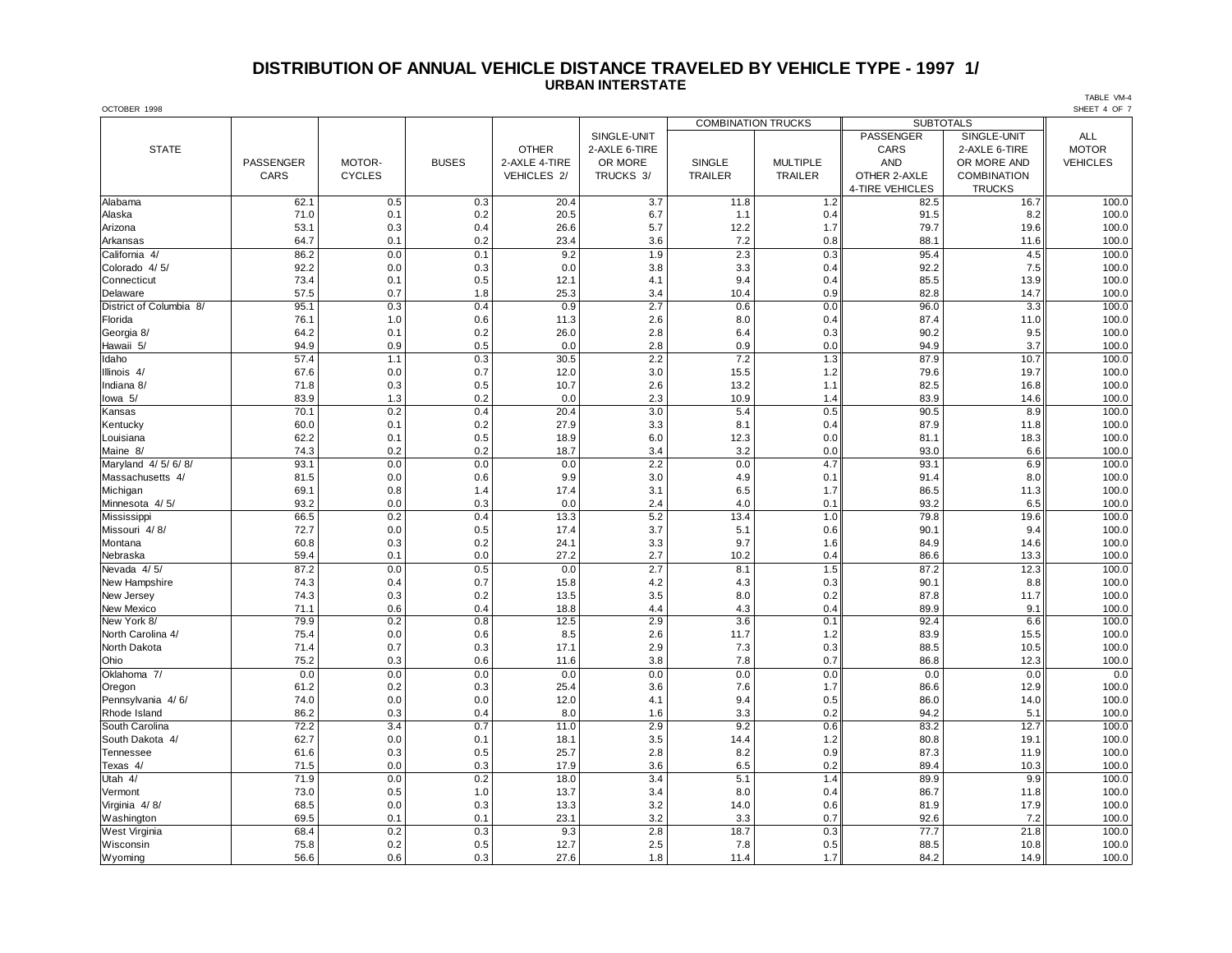# DISTRIBUTION OF ANNUAL VEHICLE DISTANCE TRAVELED BY VEHICLE TYPE - 1997 1/

## URBAN INTERSTATE

OCTOBER 1998

TABLE VM-4
SHEET 4 OF 7

| STATE | PASSENGER CARS | MOTOR-CYCLES | BUSES | OTHER 2-AXLE 4-TIRE VEHICLES 2/ | SINGLE-UNIT 2-AXLE 6-TIRE OR MORE TRUCKS 3/ | COMBINATION TRUCKS | | SUBTOTALS | | ALL MOTOR VEHICLES |
|---|---|---|---|---|---|---|---|---|---|---|
| | | | | | | SINGLE TRAILER | MULTIPLE TRAILER | PASSENGER CARS AND OTHER 2-AXLE 4-TIRE VEHICLES | SINGLE-UNIT 2-AXLE 6-TIRE OR MORE AND COMBINATION TRUCKS | |
| Alabama | 62.1 | 0.5 | 0.3 | 20.4 | 3.7 | 11.8 | 1.2 | 82.5 | 16.7 | 100.0 |
| Alaska | 71.0 | 0.1 | 0.2 | 20.5 | 6.7 | 1.1 | 0.4 | 91.5 | 8.2 | 100.0 |
| Arizona | 53.1 | 0.3 | 0.4 | 26.6 | 5.7 | 12.2 | 1.7 | 79.7 | 19.6 | 100.0 |
| Arkansas | 64.7 | 0.1 | 0.2 | 23.4 | 3.6 | 7.2 | 0.8 | 88.1 | 11.6 | 100.0 |
| California 4/ | 86.2 | 0.0 | 0.1 | 9.2 | 1.9 | 2.3 | 0.3 | 95.4 | 4.5 | 100.0 |
| Colorado 4/ 5/ | 92.2 | 0.0 | 0.3 | 0.0 | 3.8 | 3.3 | 0.4 | 92.2 | 7.5 | 100.0 |
| Connecticut | 73.4 | 0.1 | 0.5 | 12.1 | 4.1 | 9.4 | 0.4 | 85.5 | 13.9 | 100.0 |
| Delaware | 57.5 | 0.7 | 1.8 | 25.3 | 3.4 | 10.4 | 0.9 | 82.8 | 14.7 | 100.0 |
| District of Columbia 8/ | 95.1 | 0.3 | 0.4 | 0.9 | 2.7 | 0.6 | 0.0 | 96.0 | 3.3 | 100.0 |
| Florida | 76.1 | 1.0 | 0.6 | 11.3 | 2.6 | 8.0 | 0.4 | 87.4 | 11.0 | 100.0 |
| Georgia 8/ | 64.2 | 0.1 | 0.2 | 26.0 | 2.8 | 6.4 | 0.3 | 90.2 | 9.5 | 100.0 |
| Hawaii 5/ | 94.9 | 0.9 | 0.5 | 0.0 | 2.8 | 0.9 | 0.0 | 94.9 | 3.7 | 100.0 |
| Idaho | 57.4 | 1.1 | 0.3 | 30.5 | 2.2 | 7.2 | 1.3 | 87.9 | 10.7 | 100.0 |
| Illinois 4/ | 67.6 | 0.0 | 0.7 | 12.0 | 3.0 | 15.5 | 1.2 | 79.6 | 19.7 | 100.0 |
| Indiana 8/ | 71.8 | 0.3 | 0.5 | 10.7 | 2.6 | 13.2 | 1.1 | 82.5 | 16.8 | 100.0 |
| Iowa 5/ | 83.9 | 1.3 | 0.2 | 0.0 | 2.3 | 10.9 | 1.4 | 83.9 | 14.6 | 100.0 |
| Kansas | 70.1 | 0.2 | 0.4 | 20.4 | 3.0 | 5.4 | 0.5 | 90.5 | 8.9 | 100.0 |
| Kentucky | 60.0 | 0.1 | 0.2 | 27.9 | 3.3 | 8.1 | 0.4 | 87.9 | 11.8 | 100.0 |
| Louisiana | 62.2 | 0.1 | 0.5 | 18.9 | 6.0 | 12.3 | 0.0 | 81.1 | 18.3 | 100.0 |
| Maine 8/ | 74.3 | 0.2 | 0.2 | 18.7 | 3.4 | 3.2 | 0.0 | 93.0 | 6.6 | 100.0 |
| Maryland 4/ 5/ 6/ 8/ | 93.1 | 0.0 | 0.0 | 0.0 | 2.2 | 0.0 | 4.7 | 93.1 | 6.9 | 100.0 |
| Massachusetts 4/ | 81.5 | 0.0 | 0.6 | 9.9 | 3.0 | 4.9 | 0.1 | 91.4 | 8.0 | 100.0 |
| Michigan | 69.1 | 0.8 | 1.4 | 17.4 | 3.1 | 6.5 | 1.7 | 86.5 | 11.3 | 100.0 |
| Minnesota 4/ 5/ | 93.2 | 0.0 | 0.3 | 0.0 | 2.4 | 4.0 | 0.1 | 93.2 | 6.5 | 100.0 |
| Mississippi | 66.5 | 0.2 | 0.4 | 13.3 | 5.2 | 13.4 | 1.0 | 79.8 | 19.6 | 100.0 |
| Missouri 4/ 8/ | 72.7 | 0.0 | 0.5 | 17.4 | 3.7 | 5.1 | 0.6 | 90.1 | 9.4 | 100.0 |
| Montana | 60.8 | 0.3 | 0.2 | 24.1 | 3.3 | 9.7 | 1.6 | 84.9 | 14.6 | 100.0 |
| Nebraska | 59.4 | 0.1 | 0.0 | 27.2 | 2.7 | 10.2 | 0.4 | 86.6 | 13.3 | 100.0 |
| Nevada 4/ 5/ | 87.2 | 0.0 | 0.5 | 0.0 | 2.7 | 8.1 | 1.5 | 87.2 | 12.3 | 100.0 |
| New Hampshire | 74.3 | 0.4 | 0.7 | 15.8 | 4.2 | 4.3 | 0.3 | 90.1 | 8.8 | 100.0 |
| New Jersey | 74.3 | 0.3 | 0.2 | 13.5 | 3.5 | 8.0 | 0.2 | 87.8 | 11.7 | 100.0 |
| New Mexico | 71.1 | 0.6 | 0.4 | 18.8 | 4.4 | 4.3 | 0.4 | 89.9 | 9.1 | 100.0 |
| New York 8/ | 79.9 | 0.2 | 0.8 | 12.5 | 2.9 | 3.6 | 0.1 | 92.4 | 6.6 | 100.0 |
| North Carolina 4/ | 75.4 | 0.0 | 0.6 | 8.5 | 2.6 | 11.7 | 1.2 | 83.9 | 15.5 | 100.0 |
| North Dakota | 71.4 | 0.7 | 0.3 | 17.1 | 2.9 | 7.3 | 0.3 | 88.5 | 10.5 | 100.0 |
| Ohio | 75.2 | 0.3 | 0.6 | 11.6 | 3.8 | 7.8 | 0.7 | 86.8 | 12.3 | 100.0 |
| Oklahoma 7/ | 0.0 | 0.0 | 0.0 | 0.0 | 0.0 | 0.0 | 0.0 | 0.0 | 0.0 | 0.0 |
| Oregon | 61.2 | 0.2 | 0.3 | 25.4 | 3.6 | 7.6 | 1.7 | 86.6 | 12.9 | 100.0 |
| Pennsylvania 4/ 6/ | 74.0 | 0.0 | 0.0 | 12.0 | 4.1 | 9.4 | 0.5 | 86.0 | 14.0 | 100.0 |
| Rhode Island | 86.2 | 0.3 | 0.4 | 8.0 | 1.6 | 3.3 | 0.2 | 94.2 | 5.1 | 100.0 |
| South Carolina | 72.2 | 3.4 | 0.7 | 11.0 | 2.9 | 9.2 | 0.6 | 83.2 | 12.7 | 100.0 |
| South Dakota 4/ | 62.7 | 0.0 | 0.1 | 18.1 | 3.5 | 14.4 | 1.2 | 80.8 | 19.1 | 100.0 |
| Tennessee | 61.6 | 0.3 | 0.5 | 25.7 | 2.8 | 8.2 | 0.9 | 87.3 | 11.9 | 100.0 |
| Texas 4/ | 71.5 | 0.0 | 0.3 | 17.9 | 3.6 | 6.5 | 0.2 | 89.4 | 10.3 | 100.0 |
| Utah 4/ | 71.9 | 0.0 | 0.2 | 18.0 | 3.4 | 5.1 | 1.4 | 89.9 | 9.9 | 100.0 |
| Vermont | 73.0 | 0.5 | 1.0 | 13.7 | 3.4 | 8.0 | 0.4 | 86.7 | 11.8 | 100.0 |
| Virginia 4/ 8/ | 68.5 | 0.0 | 0.3 | 13.3 | 3.2 | 14.0 | 0.6 | 81.9 | 17.9 | 100.0 |
| Washington | 69.5 | 0.1 | 0.1 | 23.1 | 3.2 | 3.3 | 0.7 | 92.6 | 7.2 | 100.0 |
| West Virginia | 68.4 | 0.2 | 0.3 | 9.3 | 2.8 | 18.7 | 0.3 | 77.7 | 21.8 | 100.0 |
| Wisconsin | 75.8 | 0.2 | 0.5 | 12.7 | 2.5 | 7.8 | 0.5 | 88.5 | 10.8 | 100.0 |
| Wyoming | 56.6 | 0.6 | 0.3 | 27.6 | 1.8 | 11.4 | 1.7 | 84.2 | 14.9 | 100.0 |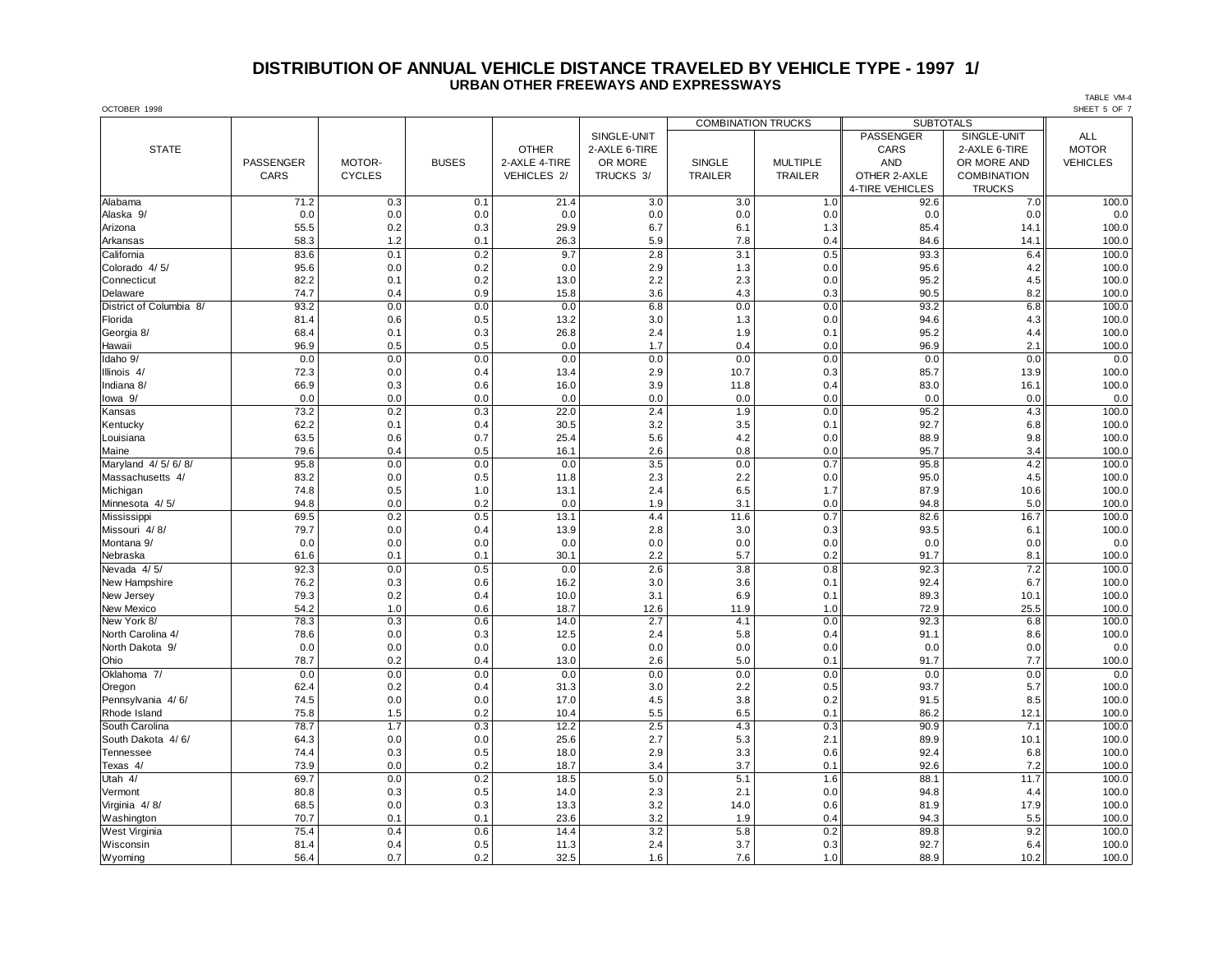# DISTRIBUTION OF ANNUAL VEHICLE DISTANCE TRAVELED BY VEHICLE TYPE - 1997 1/

## URBAN OTHER FREEWAYS AND EXPRESSWAYS

OCTOBER 1998

TABLE VM-4
SHEET 5 OF 7

| STATE | PASSENGER CARS | MOTOR-CYCLES | BUSES | OTHER 2-AXLE 4-TIRE VEHICLES 2/ | SINGLE-UNIT 2-AXLE 6-TIRE OR MORE TRUCKS 3/ | COMBINATION TRUCKS | | SUBTOTALS | | ALL MOTOR VEHICLES |
|---|---|---|---|---|---|---|---|---|---|---|
| | | | | | | SINGLE TRAILER | MULTIPLE TRAILER | PASSENGER CARS AND OTHER 2-AXLE 4-TIRE VEHICLES | SINGLE-UNIT 2-AXLE 6-TIRE OR MORE AND COMBINATION TRUCKS | |
| Alabama | 71.2 | 0.3 | 0.1 | 21.4 | 3.0 | 3.0 | 1.0 | 92.6 | 7.0 | 100.0 |
| Alaska 9/ | 0.0 | 0.0 | 0.0 | 0.0 | 0.0 | 0.0 | 0.0 | 0.0 | 0.0 | 0.0 |
| Arizona | 55.5 | 0.2 | 0.3 | 29.9 | 6.7 | 6.1 | 1.3 | 85.4 | 14.1 | 100.0 |
| Arkansas | 58.3 | 1.2 | 0.1 | 26.3 | 5.9 | 7.8 | 0.4 | 84.6 | 14.1 | 100.0 |
| California | 83.6 | 0.1 | 0.2 | 9.7 | 2.8 | 3.1 | 0.5 | 93.3 | 6.4 | 100.0 |
| Colorado 4/ 5/ | 95.6 | 0.0 | 0.2 | 0.0 | 2.9 | 1.3 | 0.0 | 95.6 | 4.2 | 100.0 |
| Connecticut | 82.2 | 0.1 | 0.2 | 13.0 | 2.2 | 2.3 | 0.0 | 95.2 | 4.5 | 100.0 |
| Delaware | 74.7 | 0.4 | 0.9 | 15.8 | 3.6 | 4.3 | 0.3 | 90.5 | 8.2 | 100.0 |
| District of Columbia 8/ | 93.2 | 0.0 | 0.0 | 0.0 | 6.8 | 0.0 | 0.0 | 93.2 | 6.8 | 100.0 |
| Florida | 81.4 | 0.6 | 0.5 | 13.2 | 3.0 | 1.3 | 0.0 | 94.6 | 4.3 | 100.0 |
| Georgia 8/ | 68.4 | 0.1 | 0.3 | 26.8 | 2.4 | 1.9 | 0.1 | 95.2 | 4.4 | 100.0 |
| Hawaii | 96.9 | 0.5 | 0.5 | 0.0 | 1.7 | 0.4 | 0.0 | 96.9 | 2.1 | 100.0 |
| Idaho 9/ | 0.0 | 0.0 | 0.0 | 0.0 | 0.0 | 0.0 | 0.0 | 0.0 | 0.0 | 0.0 |
| Illinois 4/ | 72.3 | 0.0 | 0.4 | 13.4 | 2.9 | 10.7 | 0.3 | 85.7 | 13.9 | 100.0 |
| Indiana 8/ | 66.9 | 0.3 | 0.6 | 16.0 | 3.9 | 11.8 | 0.4 | 83.0 | 16.1 | 100.0 |
| Iowa 9/ | 0.0 | 0.0 | 0.0 | 0.0 | 0.0 | 0.0 | 0.0 | 0.0 | 0.0 | 0.0 |
| Kansas | 73.2 | 0.2 | 0.3 | 22.0 | 2.4 | 1.9 | 0.0 | 95.2 | 4.3 | 100.0 |
| Kentucky | 62.2 | 0.1 | 0.4 | 30.5 | 3.2 | 3.5 | 0.1 | 92.7 | 6.8 | 100.0 |
| Louisiana | 63.5 | 0.6 | 0.7 | 25.4 | 5.6 | 4.2 | 0.0 | 88.9 | 9.8 | 100.0 |
| Maine | 79.6 | 0.4 | 0.5 | 16.1 | 2.6 | 0.8 | 0.0 | 95.7 | 3.4 | 100.0 |
| Maryland 4/ 5/ 6/ 8/ | 95.8 | 0.0 | 0.0 | 0.0 | 3.5 | 0.0 | 0.7 | 95.8 | 4.2 | 100.0 |
| Massachusetts 4/ | 83.2 | 0.0 | 0.5 | 11.8 | 2.3 | 2.2 | 0.0 | 95.0 | 4.5 | 100.0 |
| Michigan | 74.8 | 0.5 | 1.0 | 13.1 | 2.4 | 6.5 | 1.7 | 87.9 | 10.6 | 100.0 |
| Minnesota 4/ 5/ | 94.8 | 0.0 | 0.2 | 0.0 | 1.9 | 3.1 | 0.0 | 94.8 | 5.0 | 100.0 |
| Mississippi | 69.5 | 0.2 | 0.5 | 13.1 | 4.4 | 11.6 | 0.7 | 82.6 | 16.7 | 100.0 |
| Missouri 4/ 8/ | 79.7 | 0.0 | 0.4 | 13.9 | 2.8 | 3.0 | 0.3 | 93.5 | 6.1 | 100.0 |
| Montana 9/ | 0.0 | 0.0 | 0.0 | 0.0 | 0.0 | 0.0 | 0.0 | 0.0 | 0.0 | 0.0 |
| Nebraska | 61.6 | 0.1 | 0.1 | 30.1 | 2.2 | 5.7 | 0.2 | 91.7 | 8.1 | 100.0 |
| Nevada 4/ 5/ | 92.3 | 0.0 | 0.5 | 0.0 | 2.6 | 3.8 | 0.8 | 92.3 | 7.2 | 100.0 |
| New Hampshire | 76.2 | 0.3 | 0.6 | 16.2 | 3.0 | 3.6 | 0.1 | 92.4 | 6.7 | 100.0 |
| New Jersey | 79.3 | 0.2 | 0.4 | 10.0 | 3.1 | 6.9 | 0.1 | 89.3 | 10.1 | 100.0 |
| New Mexico | 54.2 | 1.0 | 0.6 | 18.7 | 12.6 | 11.9 | 1.0 | 72.9 | 25.5 | 100.0 |
| New York 8/ | 78.3 | 0.3 | 0.6 | 14.0 | 2.7 | 4.1 | 0.0 | 92.3 | 6.8 | 100.0 |
| North Carolina 4/ | 78.6 | 0.0 | 0.3 | 12.5 | 2.4 | 5.8 | 0.4 | 91.1 | 8.6 | 100.0 |
| North Dakota 9/ | 0.0 | 0.0 | 0.0 | 0.0 | 0.0 | 0.0 | 0.0 | 0.0 | 0.0 | 0.0 |
| Ohio | 78.7 | 0.2 | 0.4 | 13.0 | 2.6 | 5.0 | 0.1 | 91.7 | 7.7 | 100.0 |
| Oklahoma 7/ | 0.0 | 0.0 | 0.0 | 0.0 | 0.0 | 0.0 | 0.0 | 0.0 | 0.0 | 0.0 |
| Oregon | 62.4 | 0.2 | 0.4 | 31.3 | 3.0 | 2.2 | 0.5 | 93.7 | 5.7 | 100.0 |
| Pennsylvania 4/ 6/ | 74.5 | 0.0 | 0.0 | 17.0 | 4.5 | 3.8 | 0.2 | 91.5 | 8.5 | 100.0 |
| Rhode Island | 75.8 | 1.5 | 0.2 | 10.4 | 5.5 | 6.5 | 0.1 | 86.2 | 12.1 | 100.0 |
| South Carolina | 78.7 | 1.7 | 0.3 | 12.2 | 2.5 | 4.3 | 0.3 | 90.9 | 7.1 | 100.0 |
| South Dakota 4/ 6/ | 64.3 | 0.0 | 0.0 | 25.6 | 2.7 | 5.3 | 2.1 | 89.9 | 10.1 | 100.0 |
| Tennessee | 74.4 | 0.3 | 0.5 | 18.0 | 2.9 | 3.3 | 0.6 | 92.4 | 6.8 | 100.0 |
| Texas 4/ | 73.9 | 0.0 | 0.2 | 18.7 | 3.4 | 3.7 | 0.1 | 92.6 | 7.2 | 100.0 |
| Utah 4/ | 69.7 | 0.0 | 0.2 | 18.5 | 5.0 | 5.1 | 1.6 | 88.1 | 11.7 | 100.0 |
| Vermont | 80.8 | 0.3 | 0.5 | 14.0 | 2.3 | 2.1 | 0.0 | 94.8 | 4.4 | 100.0 |
| Virginia 4/ 8/ | 68.5 | 0.0 | 0.3 | 13.3 | 3.2 | 14.0 | 0.6 | 81.9 | 17.9 | 100.0 |
| Washington | 70.7 | 0.1 | 0.1 | 23.6 | 3.2 | 1.9 | 0.4 | 94.3 | 5.5 | 100.0 |
| West Virginia | 75.4 | 0.4 | 0.6 | 14.4 | 3.2 | 5.8 | 0.2 | 89.8 | 9.2 | 100.0 |
| Wisconsin | 81.4 | 0.4 | 0.5 | 11.3 | 2.4 | 3.7 | 0.3 | 92.7 | 6.4 | 100.0 |
| Wyoming | 56.4 | 0.7 | 0.2 | 32.5 | 1.6 | 7.6 | 1.0 | 88.9 | 10.2 | 100.0 |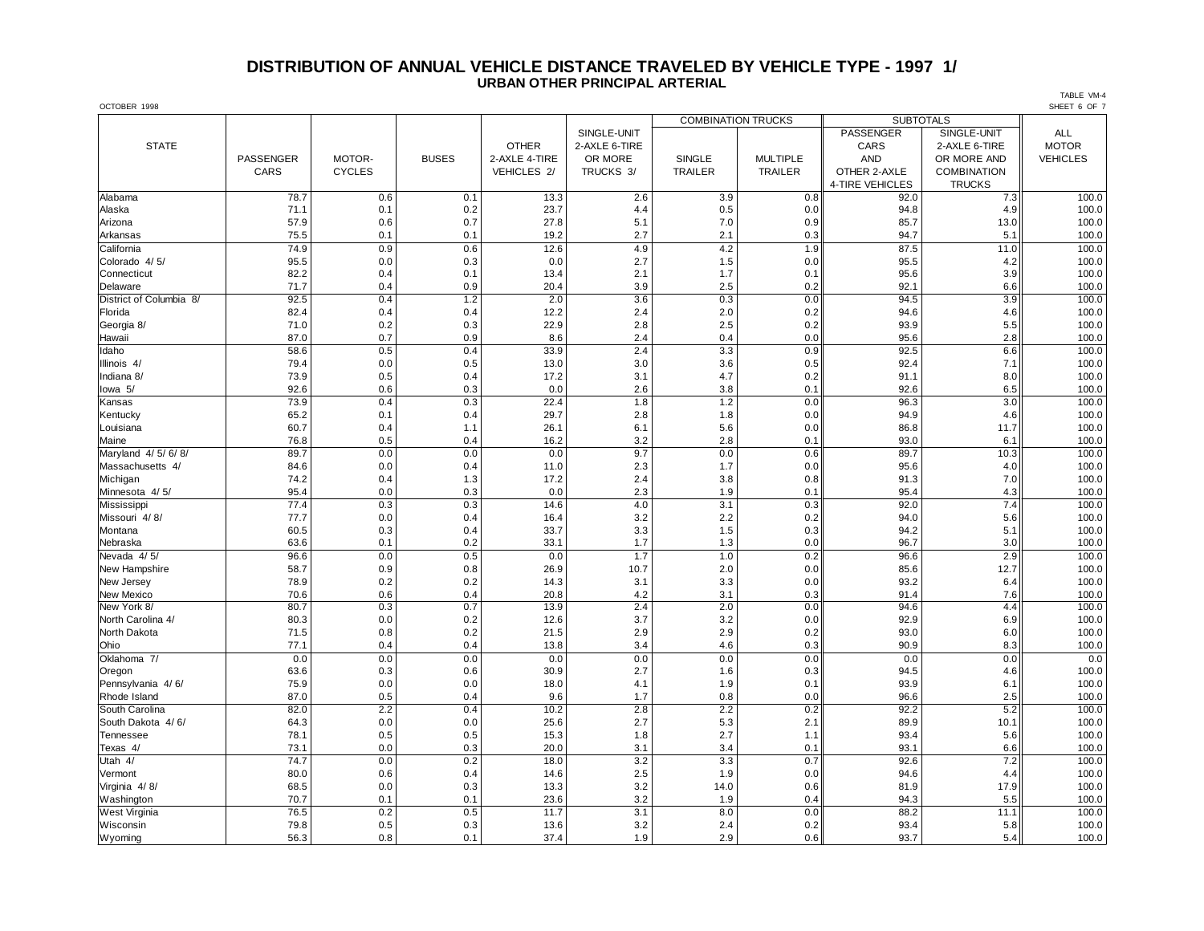# DISTRIBUTION OF ANNUAL VEHICLE DISTANCE TRAVELED BY VEHICLE TYPE - 1997 1/

## URBAN OTHER PRINCIPAL ARTERIAL

OCTOBER 1998

TABLE VM-4
SHEET 6 OF 7

| STATE | PASSENGER CARS | MOTOR-CYCLES | BUSES | OTHER 2-AXLE 4-TIRE VEHICLES 2/ | SINGLE-UNIT 2-AXLE 6-TIRE OR MORE TRUCKS 3/ | COMBINATION TRUCKS | | SUBTOTALS | | ALL MOTOR VEHICLES |
|---|---|---|---|---|---|---|---|---|---|---|
| | | | | | | SINGLE TRAILER | MULTIPLE TRAILER | PASSENGER CARS AND OTHER 2-AXLE 4-TIRE VEHICLES | SINGLE-UNIT 2-AXLE 6-TIRE OR MORE AND COMBINATION TRUCKS | |
| Alabama | 78.7 | 0.6 | 0.1 | 13.3 | 2.6 | 3.9 | 0.8 | 92.0 | 7.3 | 100.0 |
| Alaska | 71.1 | 0.1 | 0.2 | 23.7 | 4.4 | 0.5 | 0.0 | 94.8 | 4.9 | 100.0 |
| Arizona | 57.9 | 0.6 | 0.7 | 27.8 | 5.1 | 7.0 | 0.9 | 85.7 | 13.0 | 100.0 |
| Arkansas | 75.5 | 0.1 | 0.1 | 19.2 | 2.7 | 2.1 | 0.3 | 94.7 | 5.1 | 100.0 |
| California | 74.9 | 0.9 | 0.6 | 12.6 | 4.9 | 4.2 | 1.9 | 87.5 | 11.0 | 100.0 |
| Colorado 4/ 5/ | 95.5 | 0.0 | 0.3 | 0.0 | 2.7 | 1.5 | 0.0 | 95.5 | 4.2 | 100.0 |
| Connecticut | 82.2 | 0.4 | 0.1 | 13.4 | 2.1 | 1.7 | 0.1 | 95.6 | 3.9 | 100.0 |
| Delaware | 71.7 | 0.4 | 0.9 | 20.4 | 3.9 | 2.5 | 0.2 | 92.1 | 6.6 | 100.0 |
| District of Columbia 8/ | 92.5 | 0.4 | 1.2 | 2.0 | 3.6 | 0.3 | 0.0 | 94.5 | 3.9 | 100.0 |
| Florida | 82.4 | 0.4 | 0.4 | 12.2 | 2.4 | 2.0 | 0.2 | 94.6 | 4.6 | 100.0 |
| Georgia 8/ | 71.0 | 0.2 | 0.3 | 22.9 | 2.8 | 2.5 | 0.2 | 93.9 | 5.5 | 100.0 |
| Hawaii | 87.0 | 0.7 | 0.9 | 8.6 | 2.4 | 0.4 | 0.0 | 95.6 | 2.8 | 100.0 |
| Idaho | 58.6 | 0.5 | 0.4 | 33.9 | 2.4 | 3.3 | 0.9 | 92.5 | 6.6 | 100.0 |
| Illinois 4/ | 79.4 | 0.0 | 0.5 | 13.0 | 3.0 | 3.6 | 0.5 | 92.4 | 7.1 | 100.0 |
| Indiana 8/ | 73.9 | 0.5 | 0.4 | 17.2 | 3.1 | 4.7 | 0.2 | 91.1 | 8.0 | 100.0 |
| Iowa 5/ | 92.6 | 0.6 | 0.3 | 0.0 | 2.6 | 3.8 | 0.1 | 92.6 | 6.5 | 100.0 |
| Kansas | 73.9 | 0.4 | 0.3 | 22.4 | 1.8 | 1.2 | 0.0 | 96.3 | 3.0 | 100.0 |
| Kentucky | 65.2 | 0.1 | 0.4 | 29.7 | 2.8 | 1.8 | 0.0 | 94.9 | 4.6 | 100.0 |
| Louisiana | 60.7 | 0.4 | 1.1 | 26.1 | 6.1 | 5.6 | 0.0 | 86.8 | 11.7 | 100.0 |
| Maine | 76.8 | 0.5 | 0.4 | 16.2 | 3.2 | 2.8 | 0.1 | 93.0 | 6.1 | 100.0 |
| Maryland 4/ 5/ 6/ 8/ | 89.7 | 0.0 | 0.0 | 0.0 | 9.7 | 0.0 | 0.6 | 89.7 | 10.3 | 100.0 |
| Massachusetts 4/ | 84.6 | 0.0 | 0.4 | 11.0 | 2.3 | 1.7 | 0.0 | 95.6 | 4.0 | 100.0 |
| Michigan | 74.2 | 0.4 | 1.3 | 17.2 | 2.4 | 3.8 | 0.8 | 91.3 | 7.0 | 100.0 |
| Minnesota 4/ 5/ | 95.4 | 0.0 | 0.3 | 0.0 | 2.3 | 1.9 | 0.1 | 95.4 | 4.3 | 100.0 |
| Mississippi | 77.4 | 0.3 | 0.3 | 14.6 | 4.0 | 3.1 | 0.3 | 92.0 | 7.4 | 100.0 |
| Missouri 4/ 8/ | 77.7 | 0.0 | 0.4 | 16.4 | 3.2 | 2.2 | 0.2 | 94.0 | 5.6 | 100.0 |
| Montana | 60.5 | 0.3 | 0.4 | 33.7 | 3.3 | 1.5 | 0.3 | 94.2 | 5.1 | 100.0 |
| Nebraska | 63.6 | 0.1 | 0.2 | 33.1 | 1.7 | 1.3 | 0.0 | 96.7 | 3.0 | 100.0 |
| Nevada 4/ 5/ | 96.6 | 0.0 | 0.5 | 0.0 | 1.7 | 1.0 | 0.2 | 96.6 | 2.9 | 100.0 |
| New Hampshire | 58.7 | 0.9 | 0.8 | 26.9 | 10.7 | 2.0 | 0.0 | 85.6 | 12.7 | 100.0 |
| New Jersey | 78.9 | 0.2 | 0.2 | 14.3 | 3.1 | 3.3 | 0.0 | 93.2 | 6.4 | 100.0 |
| New Mexico | 70.6 | 0.6 | 0.4 | 20.8 | 4.2 | 3.1 | 0.3 | 91.4 | 7.6 | 100.0 |
| New York 8/ | 80.7 | 0.3 | 0.7 | 13.9 | 2.4 | 2.0 | 0.0 | 94.6 | 4.4 | 100.0 |
| North Carolina 4/ | 80.3 | 0.0 | 0.2 | 12.6 | 3.7 | 3.2 | 0.0 | 92.9 | 6.9 | 100.0 |
| North Dakota | 71.5 | 0.8 | 0.2 | 21.5 | 2.9 | 2.9 | 0.2 | 93.0 | 6.0 | 100.0 |
| Ohio | 77.1 | 0.4 | 0.4 | 13.8 | 3.4 | 4.6 | 0.3 | 90.9 | 8.3 | 100.0 |
| Oklahoma 7/ | 0.0 | 0.0 | 0.0 | 0.0 | 0.0 | 0.0 | 0.0 | 0.0 | 0.0 | 0.0 |
| Oregon | 63.6 | 0.3 | 0.6 | 30.9 | 2.7 | 1.6 | 0.3 | 94.5 | 4.6 | 100.0 |
| Pennsylvania 4/ 6/ | 75.9 | 0.0 | 0.0 | 18.0 | 4.1 | 1.9 | 0.1 | 93.9 | 6.1 | 100.0 |
| Rhode Island | 87.0 | 0.5 | 0.4 | 9.6 | 1.7 | 0.8 | 0.0 | 96.6 | 2.5 | 100.0 |
| South Carolina | 82.0 | 2.2 | 0.4 | 10.2 | 2.8 | 2.2 | 0.2 | 92.2 | 5.2 | 100.0 |
| South Dakota 4/ 6/ | 64.3 | 0.0 | 0.0 | 25.6 | 2.7 | 5.3 | 2.1 | 89.9 | 10.1 | 100.0 |
| Tennessee | 78.1 | 0.5 | 0.5 | 15.3 | 1.8 | 2.7 | 1.1 | 93.4 | 5.6 | 100.0 |
| Texas 4/ | 73.1 | 0.0 | 0.3 | 20.0 | 3.1 | 3.4 | 0.1 | 93.1 | 6.6 | 100.0 |
| Utah 4/ | 74.7 | 0.0 | 0.2 | 18.0 | 3.2 | 3.3 | 0.7 | 92.6 | 7.2 | 100.0 |
| Vermont | 80.0 | 0.6 | 0.4 | 14.6 | 2.5 | 1.9 | 0.0 | 94.6 | 4.4 | 100.0 |
| Virginia 4/ 8/ | 68.5 | 0.0 | 0.3 | 13.3 | 3.2 | 14.0 | 0.6 | 81.9 | 17.9 | 100.0 |
| Washington | 70.7 | 0.1 | 0.1 | 23.6 | 3.2 | 1.9 | 0.4 | 94.3 | 5.5 | 100.0 |
| West Virginia | 76.5 | 0.2 | 0.5 | 11.7 | 3.1 | 8.0 | 0.0 | 88.2 | 11.1 | 100.0 |
| Wisconsin | 79.8 | 0.5 | 0.3 | 13.6 | 3.2 | 2.4 | 0.2 | 93.4 | 5.8 | 100.0 |
| Wyoming | 56.3 | 0.8 | 0.1 | 37.4 | 1.9 | 2.9 | 0.6 | 93.7 | 5.4 | 100.0 |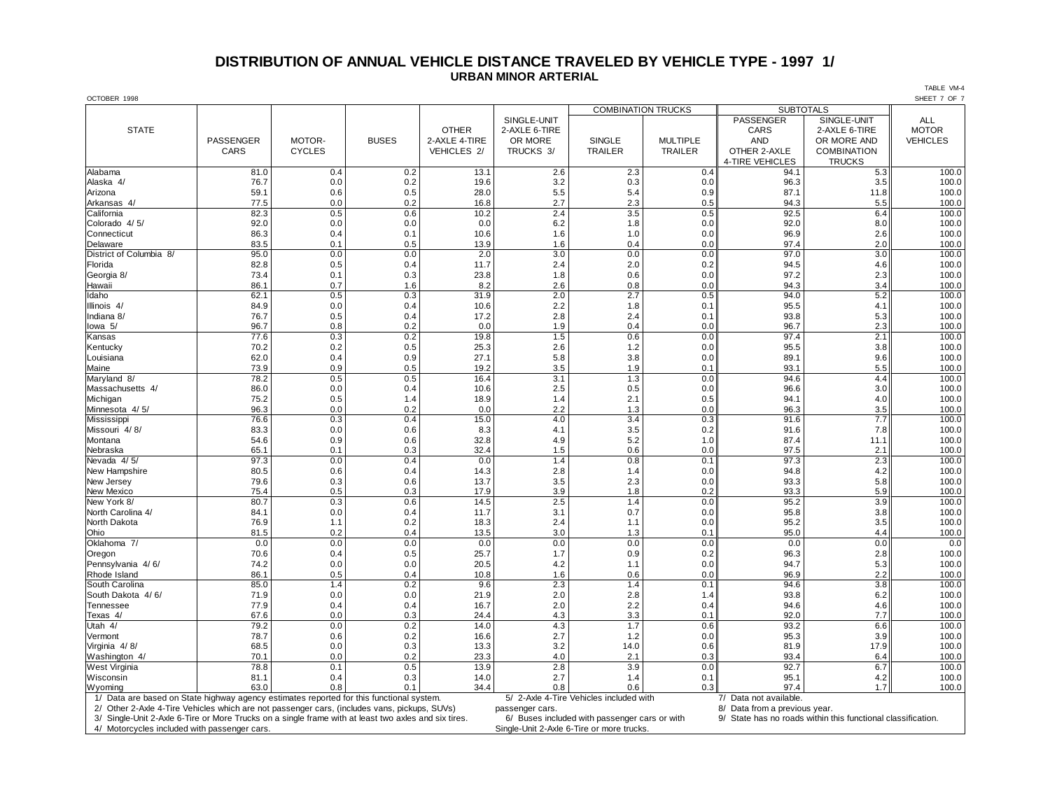# DISTRIBUTION OF ANNUAL VEHICLE DISTANCE TRAVELED BY VEHICLE TYPE - 1997 1/

## URBAN MINOR ARTERIAL

TABLE VM-4

OCTOBER 1998

SHEET 7 OF 7

| STATE | PASSENGER CARS | MOTOR-CYCLES | BUSES | OTHER 2-AXLE 4-TIRE VEHICLES 2/ | SINGLE-UNIT 2-AXLE 6-TIRE OR MORE TRUCKS 3/ | COMBINATION TRUCKS | | SUBTOTALS | | ALL MOTOR VEHICLES |
|---|---|---|---|---|---|---|---|---|---|---|
| | | | | | | SINGLE TRAILER | MULTIPLE TRAILER | PASSENGER CARS AND OTHER 2-AXLE 4-TIRE VEHICLES | SINGLE-UNIT 2-AXLE 6-TIRE OR MORE AND COMBINATION TRUCKS | |
| Alabama | 81.0 | 0.4 | 0.2 | 13.1 | 2.6 | 2.3 | 0.4 | 94.1 | 5.3 | 100.0 |
| Alaska 4/ | 76.7 | 0.0 | 0.2 | 19.6 | 3.2 | 0.3 | 0.0 | 96.3 | 3.5 | 100.0 |
| Arizona | 59.1 | 0.6 | 0.5 | 28.0 | 5.5 | 5.4 | 0.9 | 87.1 | 11.8 | 100.0 |
| Arkansas 4/ | 77.5 | 0.0 | 0.2 | 16.8 | 2.7 | 2.3 | 0.5 | 94.3 | 5.5 | 100.0 |
| California | 82.3 | 0.5 | 0.6 | 10.2 | 2.4 | 3.5 | 0.5 | 92.5 | 6.4 | 100.0 |
| Colorado 4/ 5/ | 92.0 | 0.0 | 0.0 | 0.0 | 6.2 | 1.8 | 0.0 | 92.0 | 8.0 | 100.0 |
| Connecticut | 86.3 | 0.4 | 0.1 | 10.6 | 1.6 | 1.0 | 0.0 | 96.9 | 2.6 | 100.0 |
| Delaware | 83.5 | 0.1 | 0.5 | 13.9 | 1.6 | 0.4 | 0.0 | 97.4 | 2.0 | 100.0 |
| District of Columbia 8/ | 95.0 | 0.0 | 0.0 | 2.0 | 3.0 | 0.0 | 0.0 | 97.0 | 3.0 | 100.0 |
| Florida | 82.8 | 0.5 | 0.4 | 11.7 | 2.4 | 2.0 | 0.2 | 94.5 | 4.6 | 100.0 |
| Georgia 8/ | 73.4 | 0.1 | 0.3 | 23.8 | 1.8 | 0.6 | 0.0 | 97.2 | 2.3 | 100.0 |
| Hawaii | 86.1 | 0.7 | 1.6 | 8.2 | 2.6 | 0.8 | 0.0 | 94.3 | 3.4 | 100.0 |
| Idaho | 62.1 | 0.5 | 0.3 | 31.9 | 2.0 | 2.7 | 0.5 | 94.0 | 5.2 | 100.0 |
| Illinois 4/ | 84.9 | 0.0 | 0.4 | 10.6 | 2.2 | 1.8 | 0.1 | 95.5 | 4.1 | 100.0 |
| Indiana 8/ | 76.7 | 0.5 | 0.4 | 17.2 | 2.8 | 2.4 | 0.1 | 93.8 | 5.3 | 100.0 |
| Iowa 5/ | 96.7 | 0.8 | 0.2 | 0.0 | 1.9 | 0.4 | 0.0 | 96.7 | 2.3 | 100.0 |
| Kansas | 77.6 | 0.3 | 0.2 | 19.8 | 1.5 | 0.6 | 0.0 | 97.4 | 2.1 | 100.0 |
| Kentucky | 70.2 | 0.2 | 0.5 | 25.3 | 2.6 | 1.2 | 0.0 | 95.5 | 3.8 | 100.0 |
| Louisiana | 62.0 | 0.4 | 0.9 | 27.1 | 5.8 | 3.8 | 0.0 | 89.1 | 9.6 | 100.0 |
| Maine | 73.9 | 0.9 | 0.5 | 19.2 | 3.5 | 1.9 | 0.1 | 93.1 | 5.5 | 100.0 |
| Maryland 8/ | 78.2 | 0.5 | 0.5 | 16.4 | 3.1 | 1.3 | 0.0 | 94.6 | 4.4 | 100.0 |
| Massachusetts 4/ | 86.0 | 0.0 | 0.4 | 10.6 | 2.5 | 0.5 | 0.0 | 96.6 | 3.0 | 100.0 |
| Michigan | 75.2 | 0.5 | 1.4 | 18.9 | 1.4 | 2.1 | 0.5 | 94.1 | 4.0 | 100.0 |
| Minnesota 4/ 5/ | 96.3 | 0.0 | 0.2 | 0.0 | 2.2 | 1.3 | 0.0 | 96.3 | 3.5 | 100.0 |
| Mississippi | 76.6 | 0.3 | 0.4 | 15.0 | 4.0 | 3.4 | 0.3 | 91.6 | 7.7 | 100.0 |
| Missouri 4/ 8/ | 83.3 | 0.0 | 0.6 | 8.3 | 4.1 | 3.5 | 0.2 | 91.6 | 7.8 | 100.0 |
| Montana | 54.6 | 0.9 | 0.6 | 32.8 | 4.9 | 5.2 | 1.0 | 87.4 | 11.1 | 100.0 |
| Nebraska | 65.1 | 0.1 | 0.3 | 32.4 | 1.5 | 0.6 | 0.0 | 97.5 | 2.1 | 100.0 |
| Nevada 4/ 5/ | 97.3 | 0.0 | 0.4 | 0.0 | 1.4 | 0.8 | 0.1 | 97.3 | 2.3 | 100.0 |
| New Hampshire | 80.5 | 0.6 | 0.4 | 14.3 | 2.8 | 1.4 | 0.0 | 94.8 | 4.2 | 100.0 |
| New Jersey | 79.6 | 0.3 | 0.6 | 13.7 | 3.5 | 2.3 | 0.0 | 93.3 | 5.8 | 100.0 |
| New Mexico | 75.4 | 0.5 | 0.3 | 17.9 | 3.9 | 1.8 | 0.2 | 93.3 | 5.9 | 100.0 |
| New York 8/ | 80.7 | 0.3 | 0.6 | 14.5 | 2.5 | 1.4 | 0.0 | 95.2 | 3.9 | 100.0 |
| North Carolina 4/ | 84.1 | 0.0 | 0.4 | 11.7 | 3.1 | 0.7 | 0.0 | 95.8 | 3.8 | 100.0 |
| North Dakota | 76.9 | 1.1 | 0.2 | 18.3 | 2.4 | 1.1 | 0.0 | 95.2 | 3.5 | 100.0 |
| Ohio | 81.5 | 0.2 | 0.4 | 13.5 | 3.0 | 1.3 | 0.1 | 95.0 | 4.4 | 100.0 |
| Oklahoma 7/ | 0.0 | 0.0 | 0.0 | 0.0 | 0.0 | 0.0 | 0.0 | 0.0 | 0.0 | 0.0 |
| Oregon | 70.6 | 0.4 | 0.5 | 25.7 | 1.7 | 0.9 | 0.2 | 96.3 | 2.8 | 100.0 |
| Pennsylvania 4/ 6/ | 74.2 | 0.0 | 0.0 | 20.5 | 4.2 | 1.1 | 0.0 | 94.7 | 5.3 | 100.0 |
| Rhode Island | 86.1 | 0.5 | 0.4 | 10.8 | 1.6 | 0.6 | 0.0 | 96.9 | 2.2 | 100.0 |
| South Carolina | 85.0 | 1.4 | 0.2 | 9.6 | 2.3 | 1.4 | 0.1 | 94.6 | 3.8 | 100.0 |
| South Dakota 4/ 6/ | 71.9 | 0.0 | 0.0 | 21.9 | 2.0 | 2.8 | 1.4 | 93.8 | 6.2 | 100.0 |
| Tennessee | 77.9 | 0.4 | 0.4 | 16.7 | 2.0 | 2.2 | 0.4 | 94.6 | 4.6 | 100.0 |
| Texas 4/ | 67.6 | 0.0 | 0.3 | 24.4 | 4.3 | 3.3 | 0.1 | 92.0 | 7.7 | 100.0 |
| Utah 4/ | 79.2 | 0.0 | 0.2 | 14.0 | 4.3 | 1.7 | 0.6 | 93.2 | 6.6 | 100.0 |
| Vermont | 78.7 | 0.6 | 0.2 | 16.6 | 2.7 | 1.2 | 0.0 | 95.3 | 3.9 | 100.0 |
| Virginia 4/ 8/ | 68.5 | 0.0 | 0.3 | 13.3 | 3.2 | 14.0 | 0.6 | 81.9 | 17.9 | 100.0 |
| Washington 4/ | 70.1 | 0.0 | 0.2 | 23.3 | 4.0 | 2.1 | 0.3 | 93.4 | 6.4 | 100.0 |
| West Virginia | 78.8 | 0.1 | 0.5 | 13.9 | 2.8 | 3.9 | 0.0 | 92.7 | 6.7 | 100.0 |
| Wisconsin | 81.1 | 0.4 | 0.3 | 14.0 | 2.7 | 1.4 | 0.1 | 95.1 | 4.2 | 100.0 |
| Wyoming | 63.0 | 0.8 | 0.1 | 34.4 | 0.8 | 0.6 | 0.3 | 97.4 | 1.7 | 100.0 |

1/ Data are based on State highway agency estimates reported for this functional system.
2/ Other 2-Axle 4-Tire Vehicles which are not passenger cars, (includes vans, pickups, SUVs)
3/ Single-Unit 2-Axle 6-Tire or More Trucks on a single frame with at least two axles and six tires.
4/ Motorcycles included with passenger cars.
5/ 2-Axle 4-Tire Vehicles included with passenger cars.
6/ Buses included with passenger cars or with Single-Unit 2-Axle 6-Tire or more trucks.
7/ Data not available.
8/ Data from a previous year.
9/ State has no roads within this functional classification.